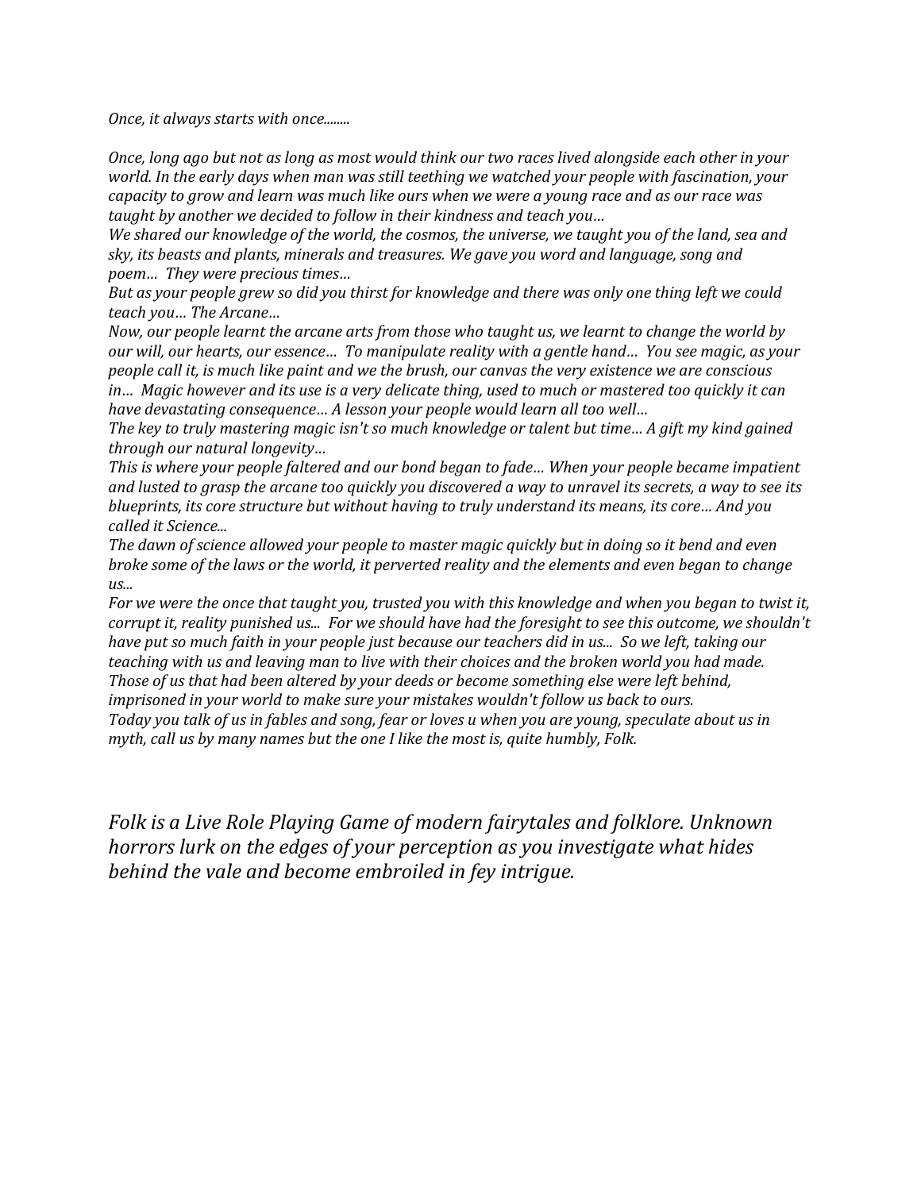*Once, it always starts with once........*

*Once, long ago but not as long as most would think our two races lived alongside each other in your world. In the early days when man was still teething we watched your people with fascination, your capacity to grow and learn was much like ours when we were a young race and as our race was taught by another we decided to follow in their kindness and teach you…*

*We shared our knowledge of the world, the cosmos, the universe, we taught you of the land, sea and sky, its beasts and plants, minerals and treasures. We gave you word and language, song and poem… They were precious times…*

*But as your people grew so did you thirst for knowledge and there was only one thing left we could teach you… The Arcane…*

*Now, our people learnt the arcane arts from those who taught us, we learnt to change the world by our will, our hearts, our essence… To manipulate reality with a gentle hand… You see magic, as your people call it, is much like paint and we the brush, our canvas the very existence we are conscious in… Magic however and its use is a very delicate thing, used to much or mastered too quickly it can have devastating consequence… A lesson your people would learn all too well…*

*The key to truly mastering magic isn't so much knowledge or talent but time… A gift my kind gained through our natural longevity…*

*This is where your people faltered and our bond began to fade… When your people became impatient and lusted to grasp the arcane too quickly you discovered a way to unravel its secrets, a way to see its blueprints, its core structure but without having to truly understand its means, its core… And you called it Science...*

*The dawn of science allowed your people to master magic quickly but in doing so it bend and even broke some of the laws or the world, it perverted reality and the elements and even began to change us...*

*For we were the once that taught you, trusted you with this knowledge and when you began to twist it, corrupt it, reality punished us... For we should have had the foresight to see this outcome, we shouldn't have put so much faith in your people just because our teachers did in us... So we left, taking our teaching with us and leaving man to live with their choices and the broken world you had made. Those of us that had been altered by your deeds or become something else were left behind, imprisoned in your world to make sure your mistakes wouldn't follow us back to ours.*

*Today you talk of us in fables and song, fear or loves u when you are young, speculate about us in myth, call us by many names but the one I like the most is, quite humbly, Folk.*

*Folk is a Live Role Playing Game of modern fairytales and folklore. Unknown horrors lurk on the edges of your perception as you investigate what hides behind the vale and become embroiled in fey intrigue.*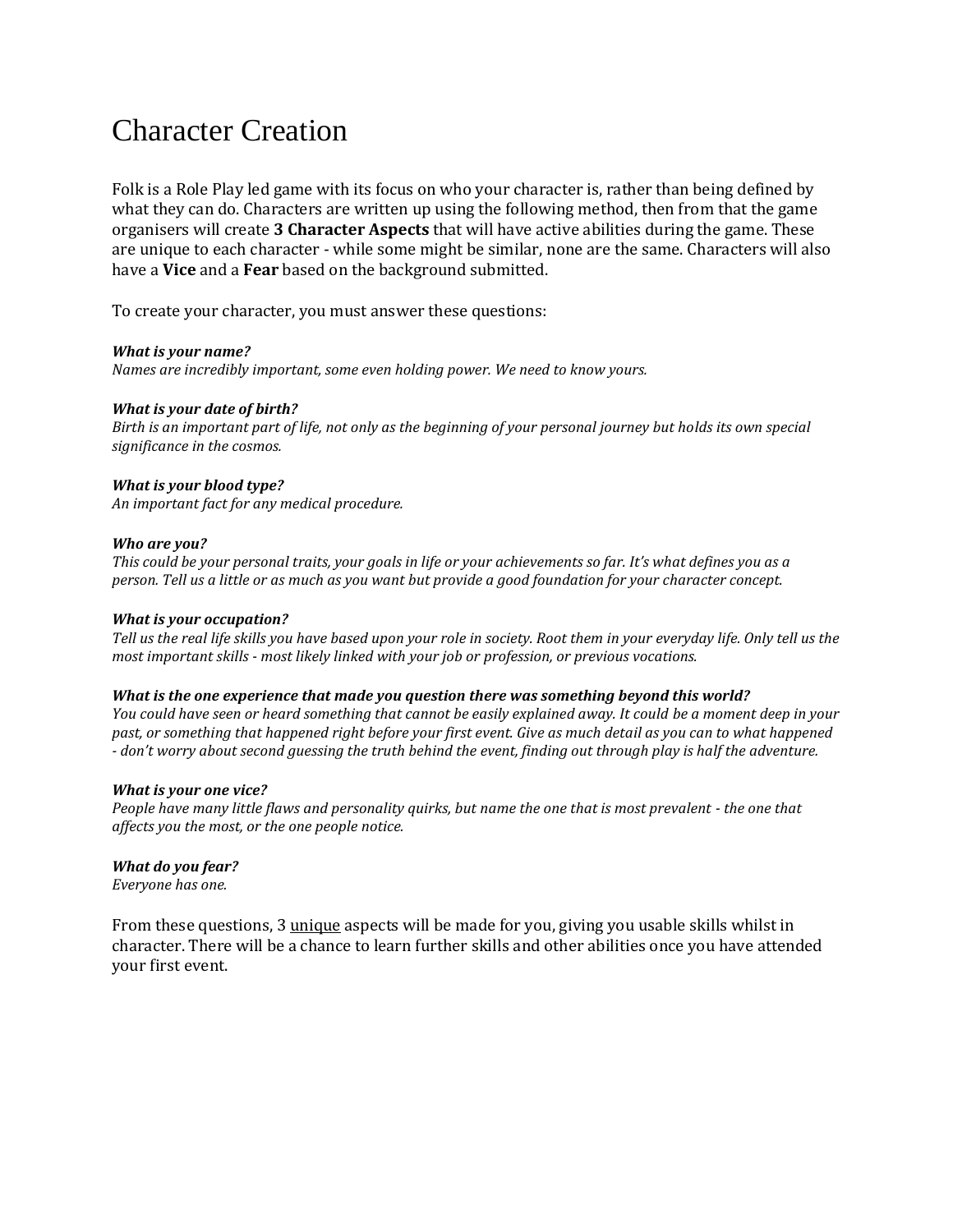# Character Creation

Folk is a Role Play led game with its focus on who your character is, rather than being defined by what they can do. Characters are written up using the following method, then from that the game organisers will create **3 Character Aspects** that will have active abilities during the game. These are unique to each character - while some might be similar, none are the same. Characters will also have a **Vice** and a **Fear** based on the background submitted.

To create your character, you must answer these questions:

***What is your name?***
*Names are incredibly important, some even holding power. We need to know yours.*

***What is your date of birth?***
*Birth is an important part of life, not only as the beginning of your personal journey but holds its own special significance in the cosmos.*

***What is your blood type?***
*An important fact for any medical procedure.*

***Who are you?***
*This could be your personal traits, your goals in life or your achievements so far. It's what defines you as a person. Tell us a little or as much as you want but provide a good foundation for your character concept.*

***What is your occupation?***
*Tell us the real life skills you have based upon your role in society. Root them in your everyday life. Only tell us the most important skills - most likely linked with your job or profession, or previous vocations.*

***What is the one experience that made you question there was something beyond this world?***
*You could have seen or heard something that cannot be easily explained away. It could be a moment deep in your past, or something that happened right before your first event. Give as much detail as you can to what happened - don't worry about second guessing the truth behind the event, finding out through play is half the adventure.*

***What is your one vice?***
*People have many little flaws and personality quirks, but name the one that is most prevalent - the one that affects you the most, or the one people notice.*

***What do you fear?***
*Everyone has one.*

From these questions, 3 <u>unique</u> aspects will be made for you, giving you usable skills whilst in character. There will be a chance to learn further skills and other abilities once you have attended your first event.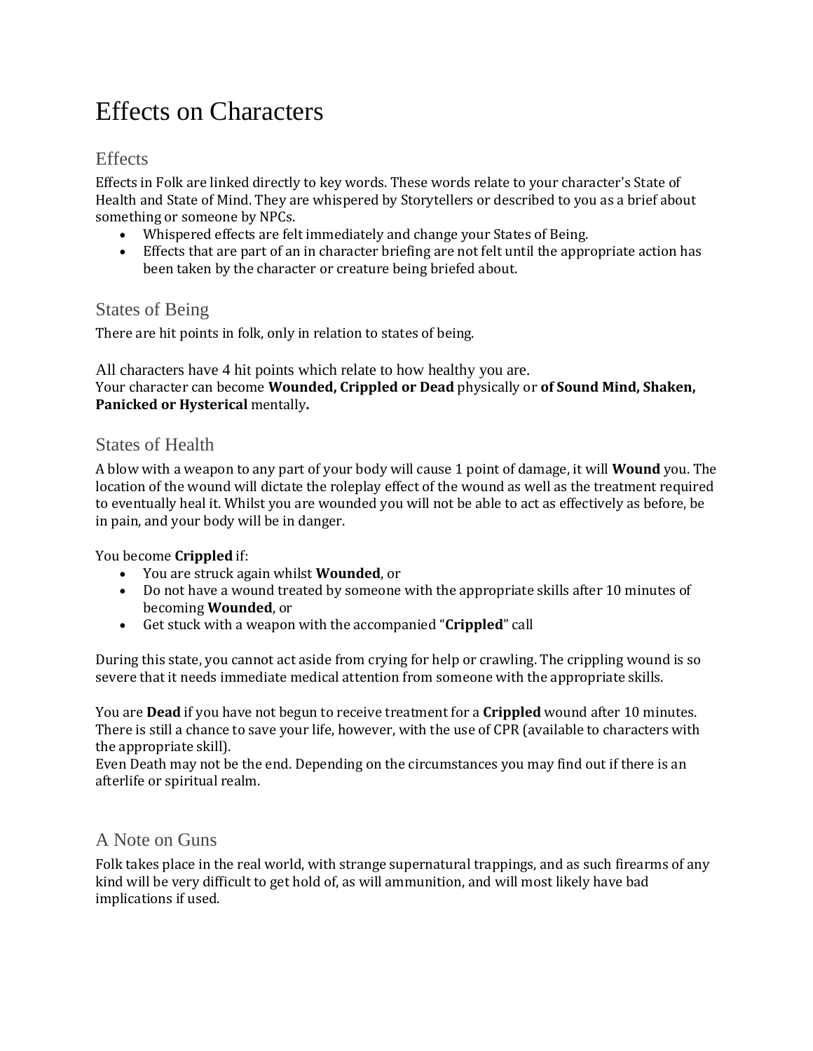# Effects on Characters

## Effects

Effects in Folk are linked directly to key words. These words relate to your character's State of Health and State of Mind. They are whispered by Storytellers or described to you as a brief about something or someone by NPCs.

- Whispered effects are felt immediately and change your States of Being.
- Effects that are part of an in character briefing are not felt until the appropriate action has been taken by the character or creature being briefed about.

## States of Being

There are hit points in folk, only in relation to states of being.

All characters have 4 hit points which relate to how healthy you are.
Your character can become **Wounded, Crippled or Dead** physically or **of Sound Mind, Shaken, Panicked or Hysterical** mentally**.**

## States of Health

A blow with a weapon to any part of your body will cause 1 point of damage, it will **Wound** you. The location of the wound will dictate the roleplay effect of the wound as well as the treatment required to eventually heal it. Whilst you are wounded you will not be able to act as effectively as before, be in pain, and your body will be in danger.

You become **Crippled** if:

- You are struck again whilst **Wounded**, or
- Do not have a wound treated by someone with the appropriate skills after 10 minutes of becoming **Wounded**, or
- Get stuck with a weapon with the accompanied "**Crippled**" call

During this state, you cannot act aside from crying for help or crawling. The crippling wound is so severe that it needs immediate medical attention from someone with the appropriate skills.

You are **Dead** if you have not begun to receive treatment for a **Crippled** wound after 10 minutes. There is still a chance to save your life, however, with the use of CPR (available to characters with the appropriate skill).
Even Death may not be the end. Depending on the circumstances you may find out if there is an afterlife or spiritual realm.

## A Note on Guns

Folk takes place in the real world, with strange supernatural trappings, and as such firearms of any kind will be very difficult to get hold of, as will ammunition, and will most likely have bad implications if used.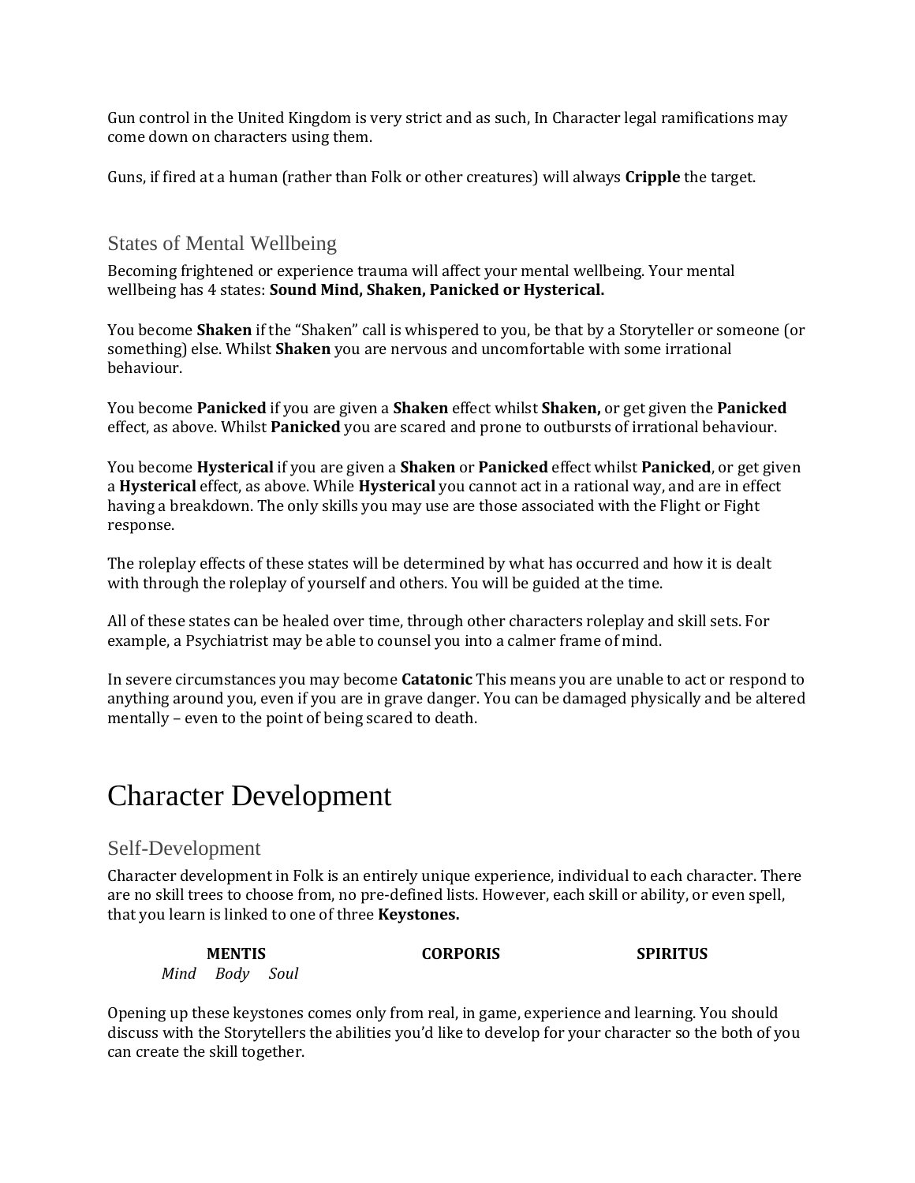Gun control in the United Kingdom is very strict and as such, In Character legal ramifications may come down on characters using them.

Guns, if fired at a human (rather than Folk or other creatures) will always **Cripple** the target.

## States of Mental Wellbeing

Becoming frightened or experience trauma will affect your mental wellbeing. Your mental wellbeing has 4 states: **Sound Mind, Shaken, Panicked or Hysterical.**

You become **Shaken** if the "Shaken" call is whispered to you, be that by a Storyteller or someone (or something) else. Whilst **Shaken** you are nervous and uncomfortable with some irrational behaviour.

You become **Panicked** if you are given a **Shaken** effect whilst **Shaken,** or get given the **Panicked** effect, as above. Whilst **Panicked** you are scared and prone to outbursts of irrational behaviour.

You become **Hysterical** if you are given a **Shaken** or **Panicked** effect whilst **Panicked**, or get given a **Hysterical** effect, as above. While **Hysterical** you cannot act in a rational way, and are in effect having a breakdown. The only skills you may use are those associated with the Flight or Fight response.

The roleplay effects of these states will be determined by what has occurred and how it is dealt with through the roleplay of yourself and others. You will be guided at the time.

All of these states can be healed over time, through other characters roleplay and skill sets. For example, a Psychiatrist may be able to counsel you into a calmer frame of mind.

In severe circumstances you may become **Catatonic** This means you are unable to act or respond to anything around you, even if you are in grave danger. You can be damaged physically and be altered mentally – even to the point of being scared to death.

# Character Development

## Self-Development

Character development in Folk is an entirely unique experience, individual to each character. There are no skill trees to choose from, no pre-defined lists. However, each skill or ability, or even spell, that you learn is linked to one of three **Keystones.**

| **MENTIS** | **CORPORIS** | **SPIRITUS** |
|---|---|---|
| *Mind Body Soul* | | |

Opening up these keystones comes only from real, in game, experience and learning. You should discuss with the Storytellers the abilities you'd like to develop for your character so the both of you can create the skill together.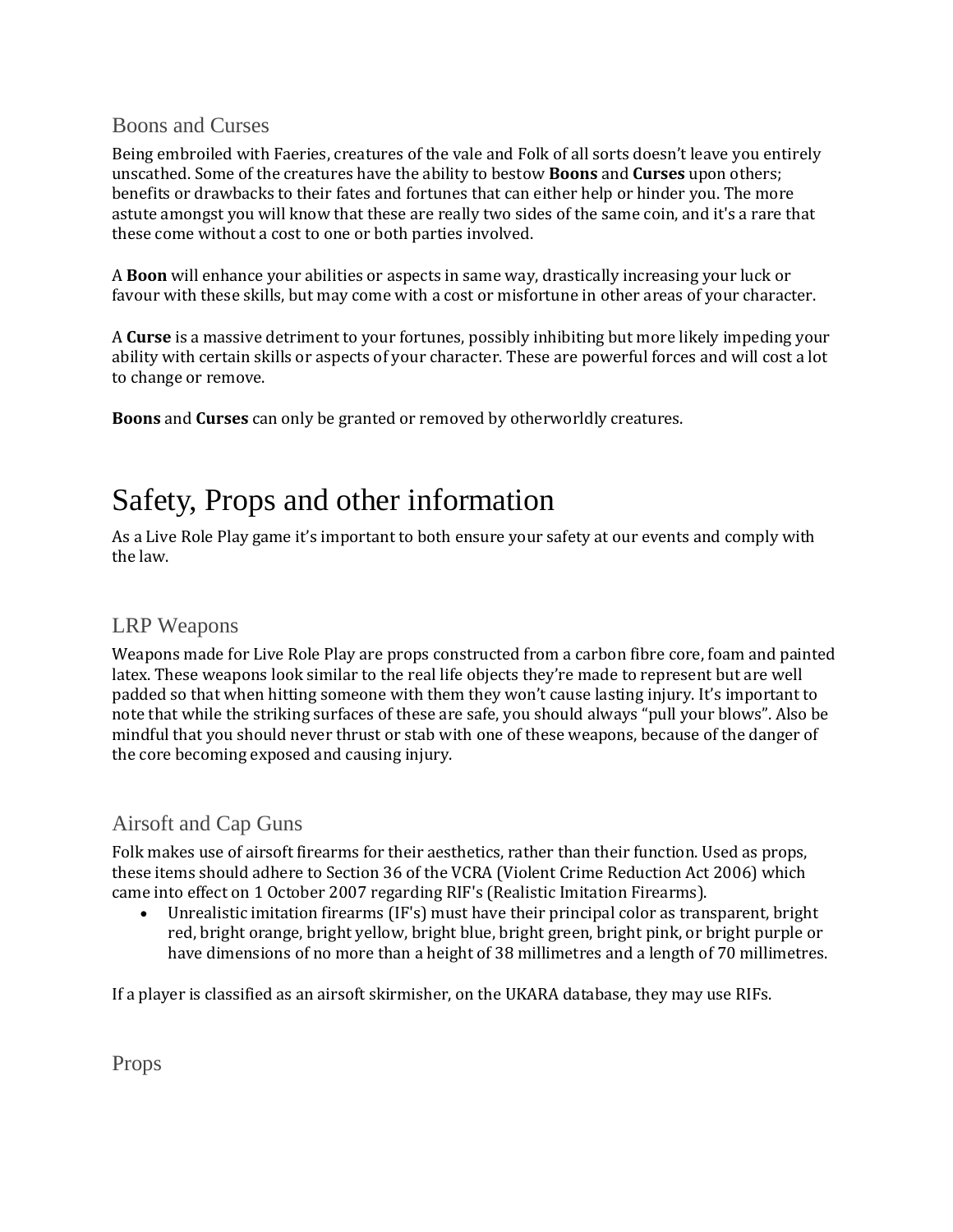## Boons and Curses

Being embroiled with Faeries, creatures of the vale and Folk of all sorts doesn't leave you entirely unscathed. Some of the creatures have the ability to bestow **Boons** and **Curses** upon others; benefits or drawbacks to their fates and fortunes that can either help or hinder you. The more astute amongst you will know that these are really two sides of the same coin, and it's a rare that these come without a cost to one or both parties involved.

A **Boon** will enhance your abilities or aspects in same way, drastically increasing your luck or favour with these skills, but may come with a cost or misfortune in other areas of your character.

A **Curse** is a massive detriment to your fortunes, possibly inhibiting but more likely impeding your ability with certain skills or aspects of your character. These are powerful forces and will cost a lot to change or remove.

**Boons** and **Curses** can only be granted or removed by otherworldly creatures.

# Safety, Props and other information

As a Live Role Play game it's important to both ensure your safety at our events and comply with the law.

## LRP Weapons

Weapons made for Live Role Play are props constructed from a carbon fibre core, foam and painted latex. These weapons look similar to the real life objects they're made to represent but are well padded so that when hitting someone with them they won't cause lasting injury. It's important to note that while the striking surfaces of these are safe, you should always "pull your blows". Also be mindful that you should never thrust or stab with one of these weapons, because of the danger of the core becoming exposed and causing injury.

## Airsoft and Cap Guns

Folk makes use of airsoft firearms for their aesthetics, rather than their function. Used as props, these items should adhere to Section 36 of the VCRA (Violent Crime Reduction Act 2006) which came into effect on 1 October 2007 regarding RIF's (Realistic Imitation Firearms).

- Unrealistic imitation firearms (IF's) must have their principal color as transparent, bright red, bright orange, bright yellow, bright blue, bright green, bright pink, or bright purple or have dimensions of no more than a height of 38 millimetres and a length of 70 millimetres.

If a player is classified as an airsoft skirmisher, on the UKARA database, they may use RIFs.

## Props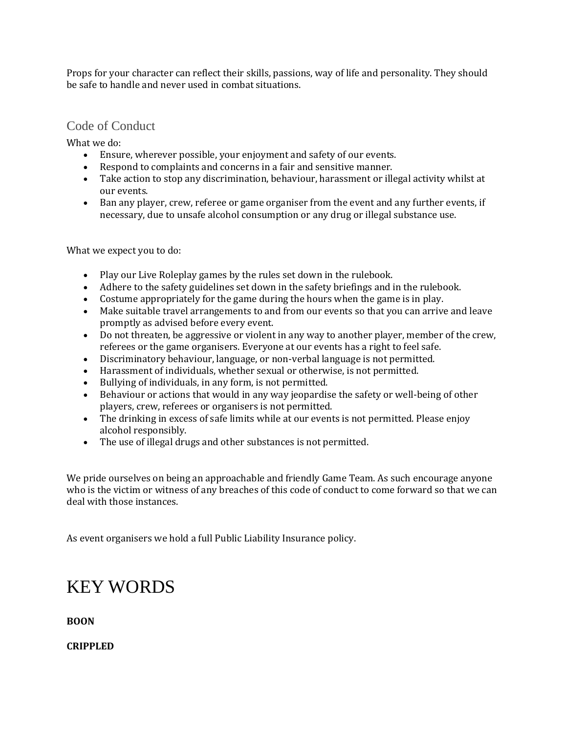Props for your character can reflect their skills, passions, way of life and personality. They should be safe to handle and never used in combat situations.

## Code of Conduct

What we do:

- Ensure, wherever possible, your enjoyment and safety of our events.
- Respond to complaints and concerns in a fair and sensitive manner.
- Take action to stop any discrimination, behaviour, harassment or illegal activity whilst at our events.
- Ban any player, crew, referee or game organiser from the event and any further events, if necessary, due to unsafe alcohol consumption or any drug or illegal substance use.

What we expect you to do:

- Play our Live Roleplay games by the rules set down in the rulebook.
- Adhere to the safety guidelines set down in the safety briefings and in the rulebook.
- Costume appropriately for the game during the hours when the game is in play.
- Make suitable travel arrangements to and from our events so that you can arrive and leave promptly as advised before every event.
- Do not threaten, be aggressive or violent in any way to another player, member of the crew, referees or the game organisers. Everyone at our events has a right to feel safe.
- Discriminatory behaviour, language, or non-verbal language is not permitted.
- Harassment of individuals, whether sexual or otherwise, is not permitted.
- Bullying of individuals, in any form, is not permitted.
- Behaviour or actions that would in any way jeopardise the safety or well-being of other players, crew, referees or organisers is not permitted.
- The drinking in excess of safe limits while at our events is not permitted. Please enjoy alcohol responsibly.
- The use of illegal drugs and other substances is not permitted.

We pride ourselves on being an approachable and friendly Game Team. As such encourage anyone who is the victim or witness of any breaches of this code of conduct to come forward so that we can deal with those instances.

As event organisers we hold a full Public Liability Insurance policy.

# KEY WORDS

**BOON**

**CRIPPLED**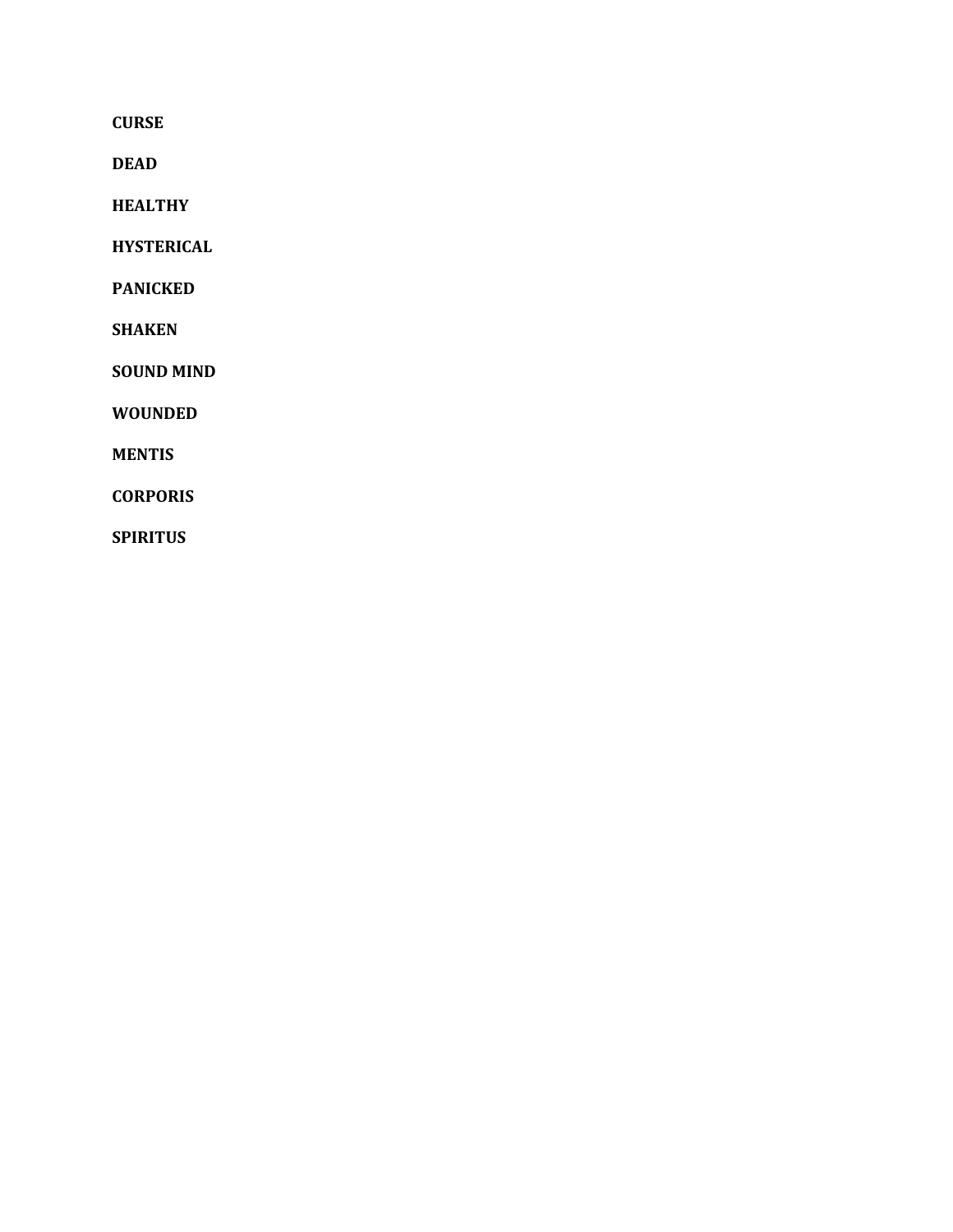**CURSE**

**DEAD**

**HEALTHY**

**HYSTERICAL**

**PANICKED**

**SHAKEN**

**SOUND MIND**

**WOUNDED**

**MENTIS**

**CORPORIS**

**SPIRITUS**